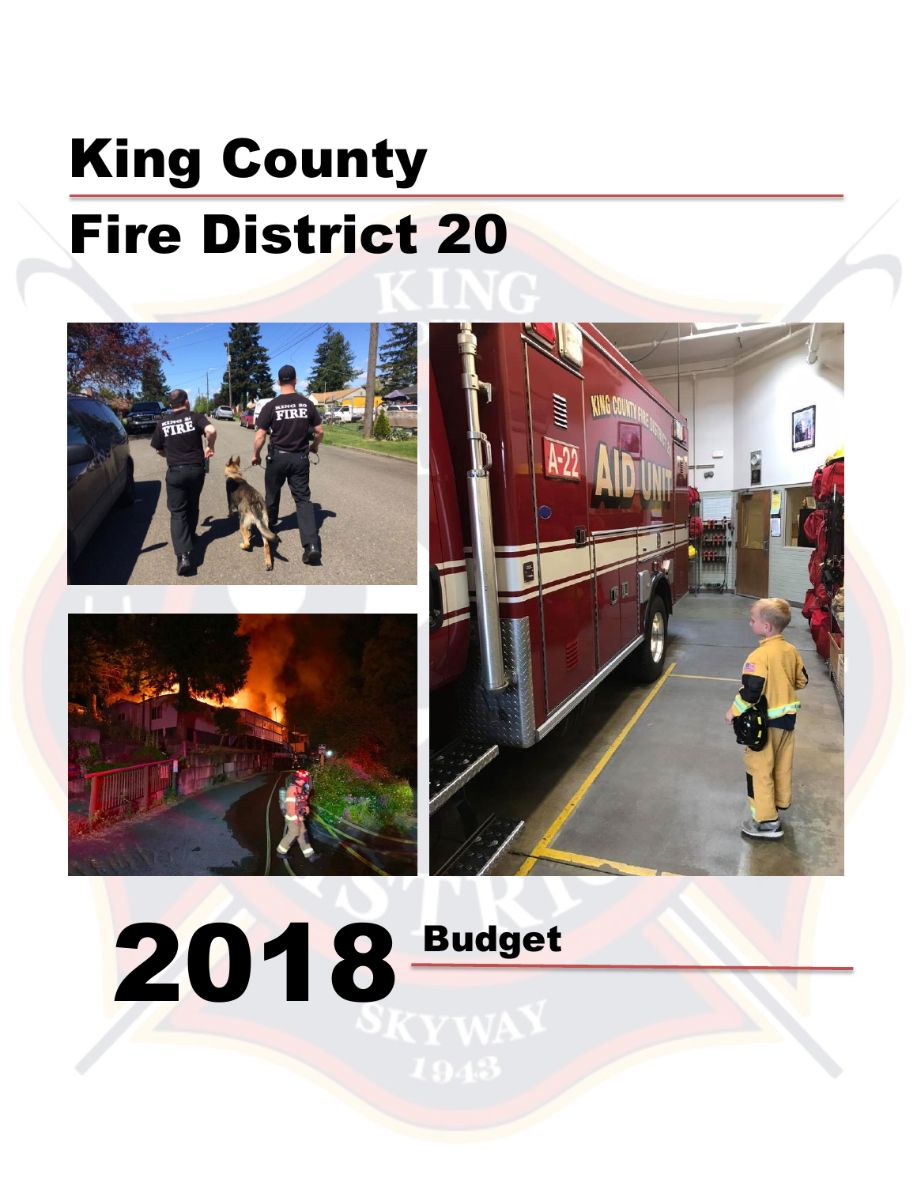# King County

# Fire District 20

# 2018 Budget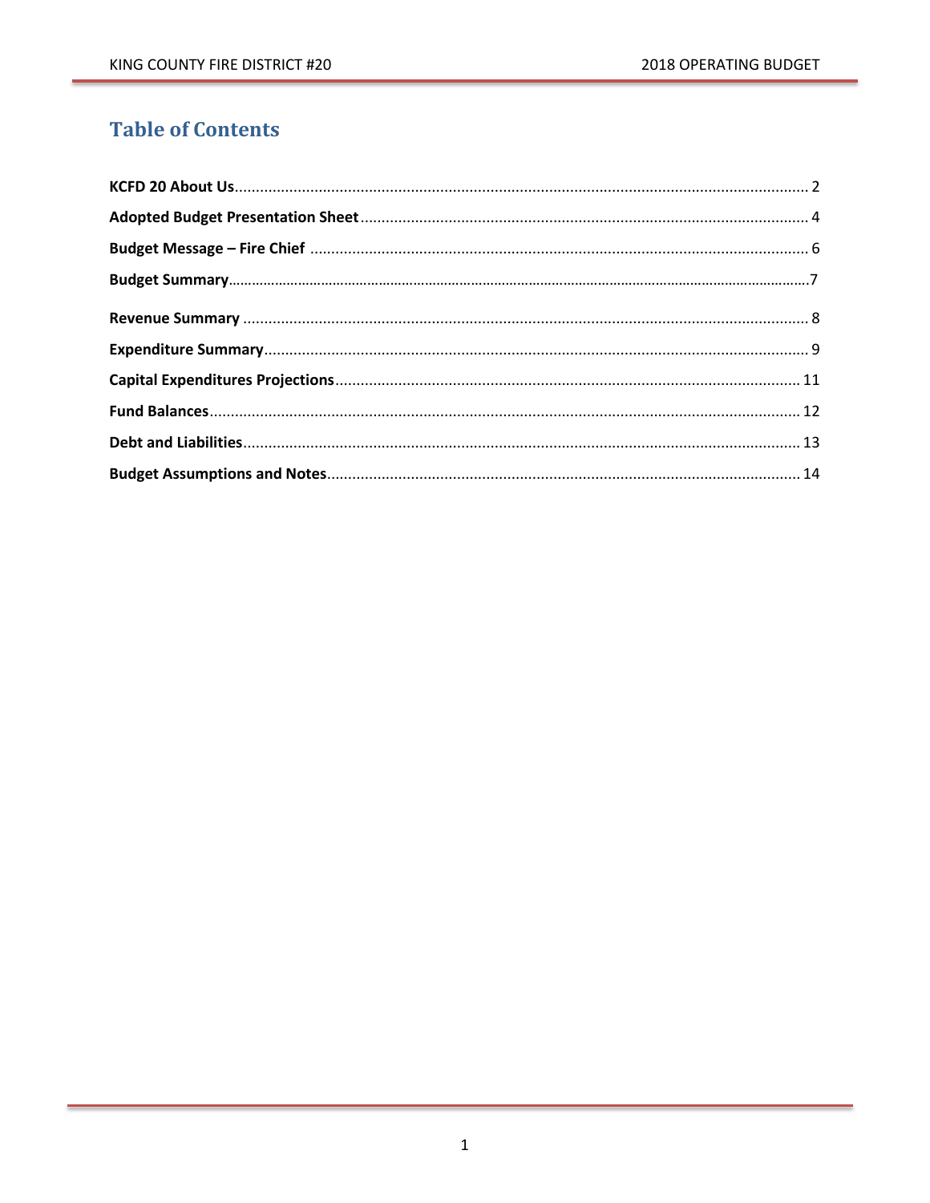# Table of Contents

**KCFD 20 About Us** ........................................................................................................ 2

**Adopted Budget Presentation Sheet** ........................................................................... 4

**Budget Message – Fire Chief** ...................................................................................... 6

**Budget Summary** ........................................................................................................ 7

**Revenue Summary** ...................................................................................................... 8

**Expenditure Summary** ................................................................................................. 9

**Capital Expenditures Projections** ............................................................................... 11

**Fund Balances** ........................................................................................................... 12

**Debt and Liabilities** .................................................................................................... 13

**Budget Assumptions and Notes** ................................................................................. 14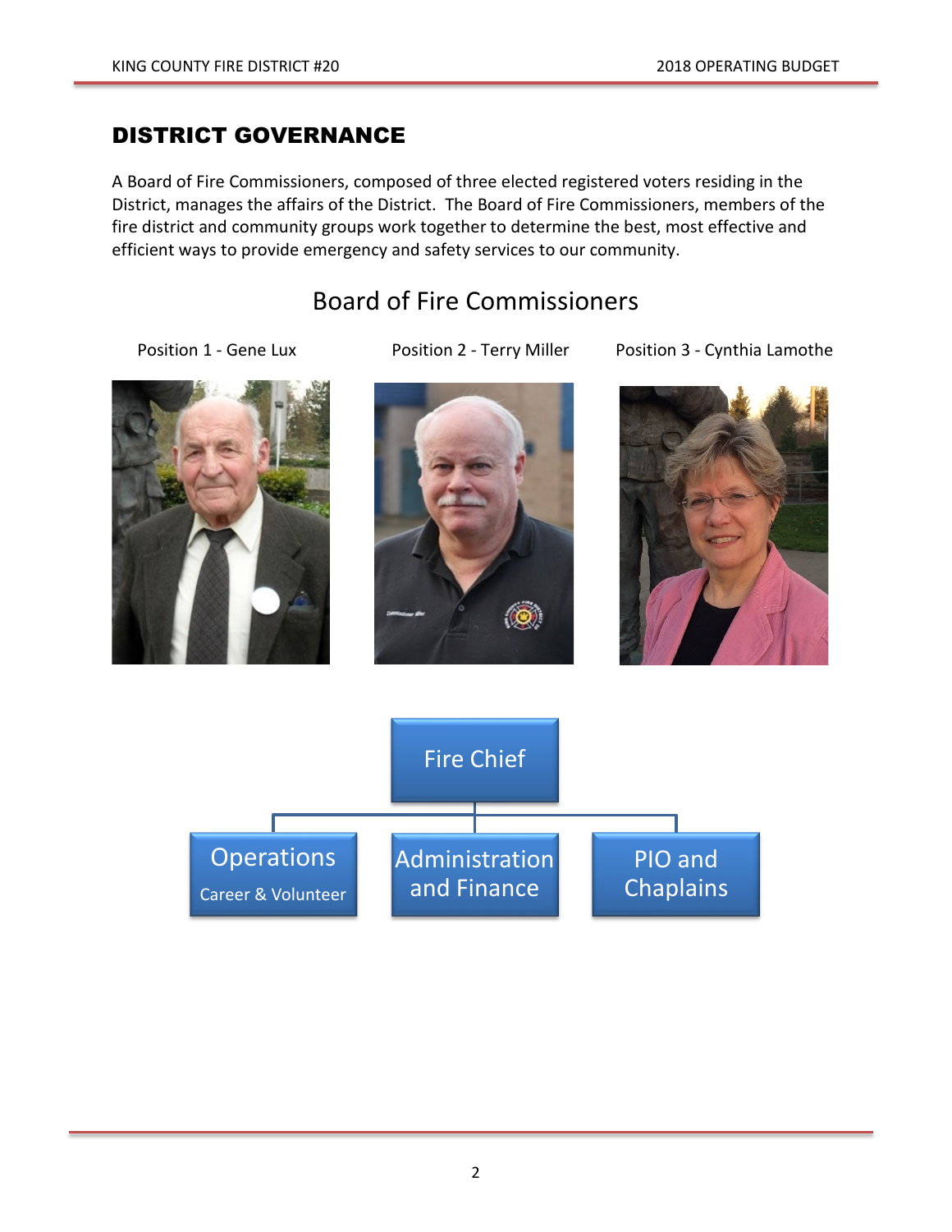## DISTRICT GOVERNANCE

A Board of Fire Commissioners, composed of three elected registered voters residing in the District, manages the affairs of the District. The Board of Fire Commissioners, members of the fire district and community groups work together to determine the best, most effective and efficient ways to provide emergency and safety services to our community.

### Board of Fire Commissioners

Position 1 - Gene Lux

Position 2 - Terry Miller

Position 3 - Cynthia Lamothe

Fire Chief

- Operations
  - Career & Volunteer
- Administration and Finance
- PIO and Chaplains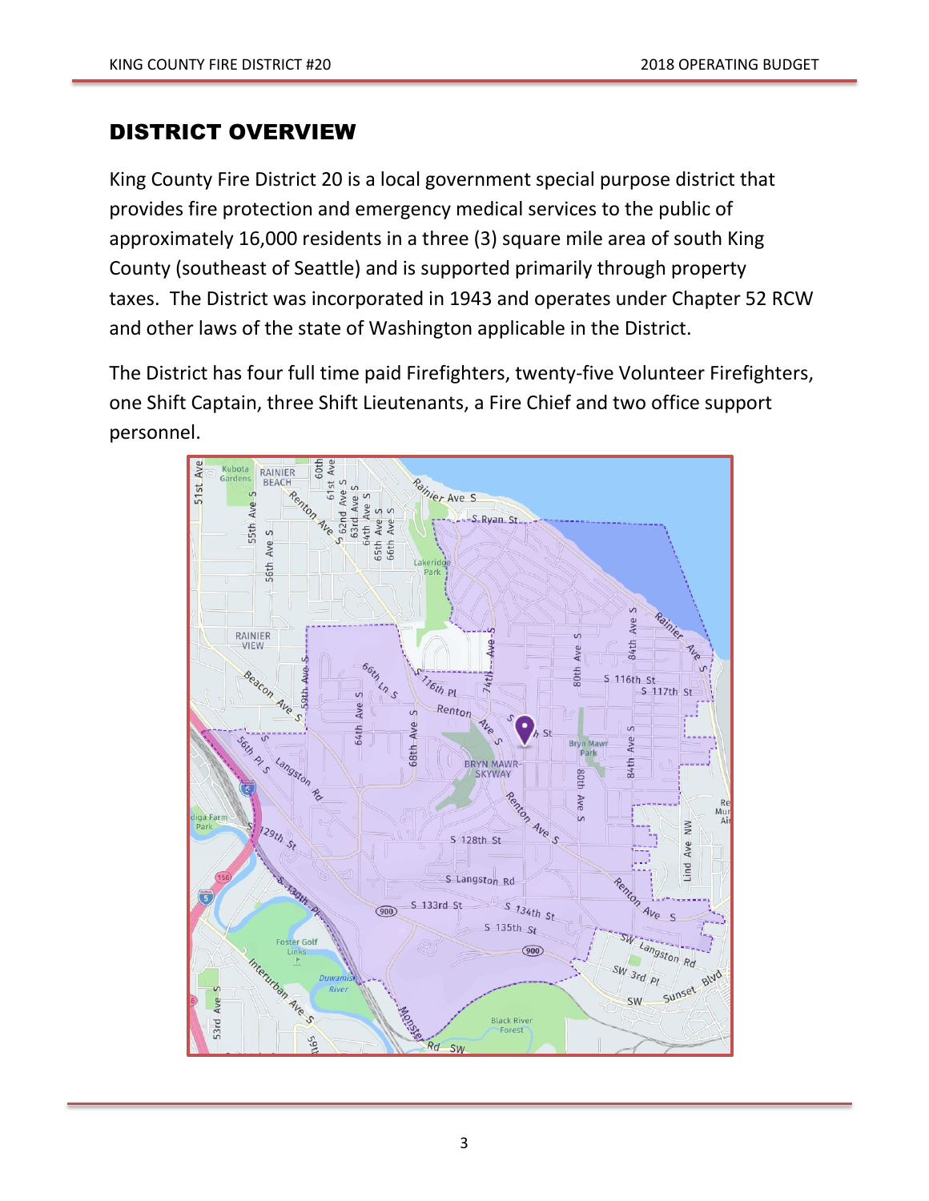## DISTRICT OVERVIEW

King County Fire District 20 is a local government special purpose district that provides fire protection and emergency medical services to the public of approximately 16,000 residents in a three (3) square mile area of south King County (southeast of Seattle) and is supported primarily through property taxes. The District was incorporated in 1943 and operates under Chapter 52 RCW and other laws of the state of Washington applicable in the District.

The District has four full time paid Firefighters, twenty-five Volunteer Firefighters, one Shift Captain, three Shift Lieutenants, a Fire Chief and two office support personnel.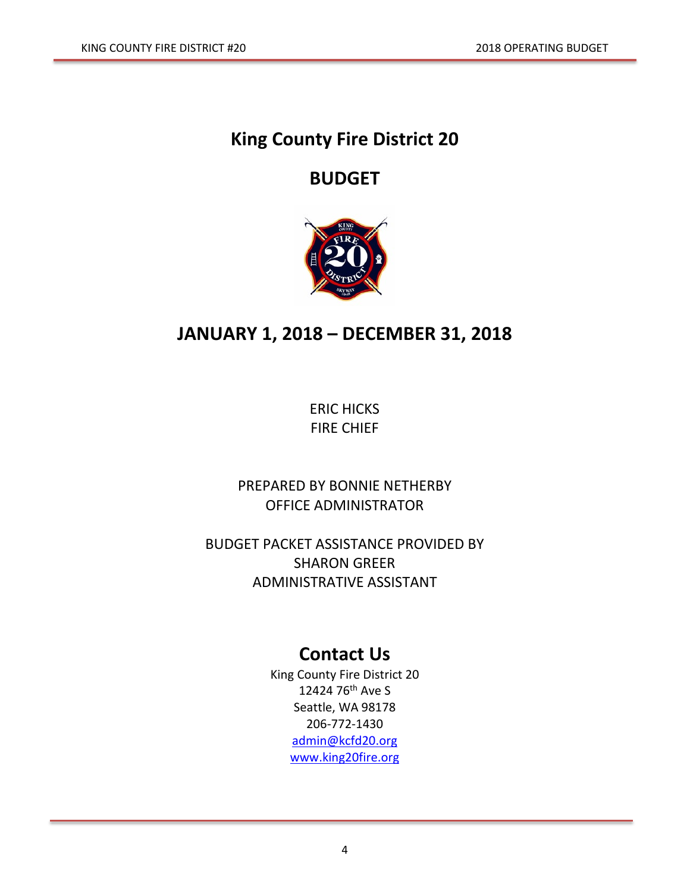# King County Fire District 20

# BUDGET

# JANUARY 1, 2018 – DECEMBER 31, 2018

ERIC HICKS
FIRE CHIEF

PREPARED BY BONNIE NETHERBY
OFFICE ADMINISTRATOR

BUDGET PACKET ASSISTANCE PROVIDED BY
SHARON GREER
ADMINISTRATIVE ASSISTANT

## Contact Us

King County Fire District 20
12424 76th Ave S
Seattle, WA 98178
206-772-1430
admin@kcfd20.org
www.king20fire.org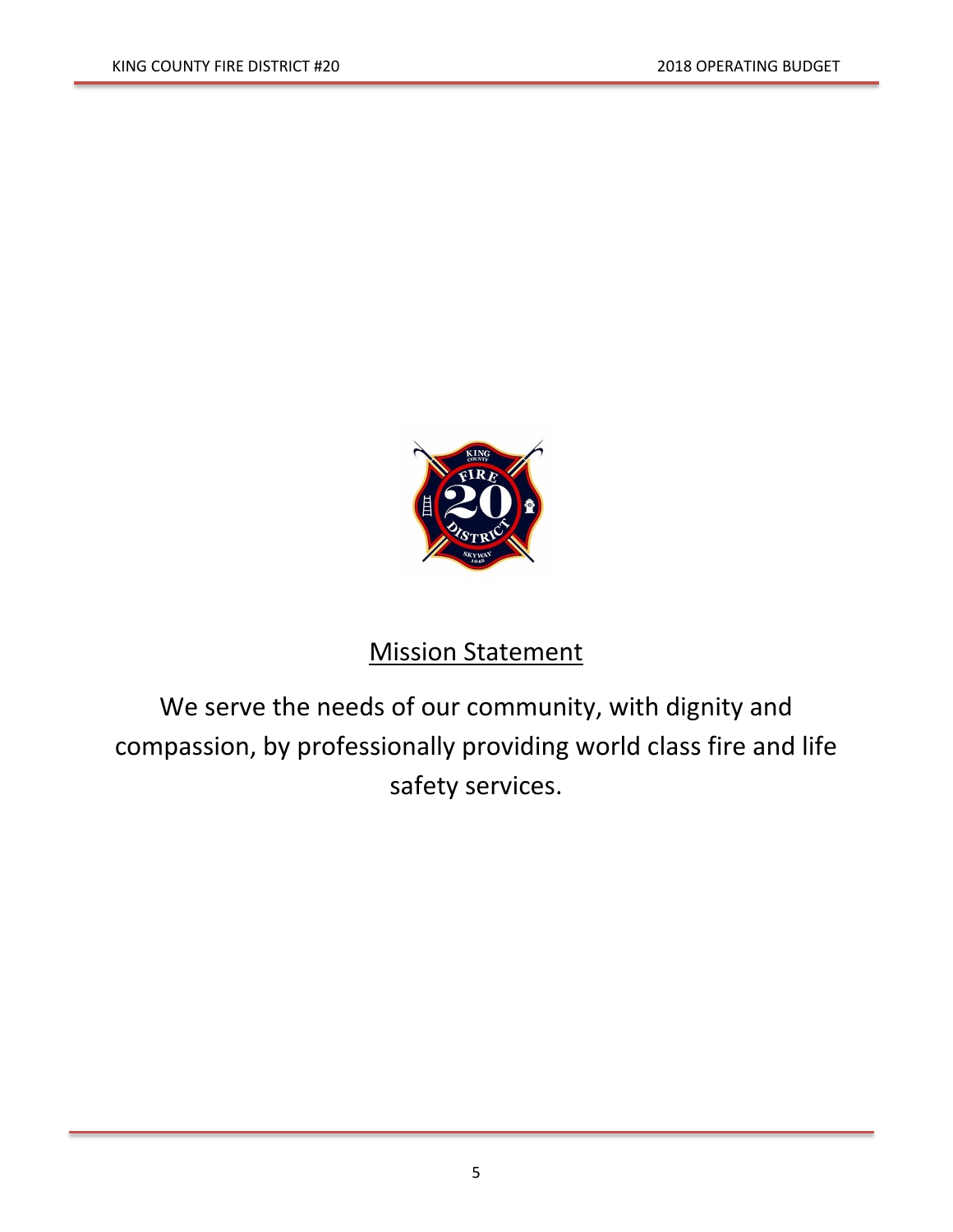## Mission Statement

We serve the needs of our community, with dignity and compassion, by professionally providing world class fire and life safety services.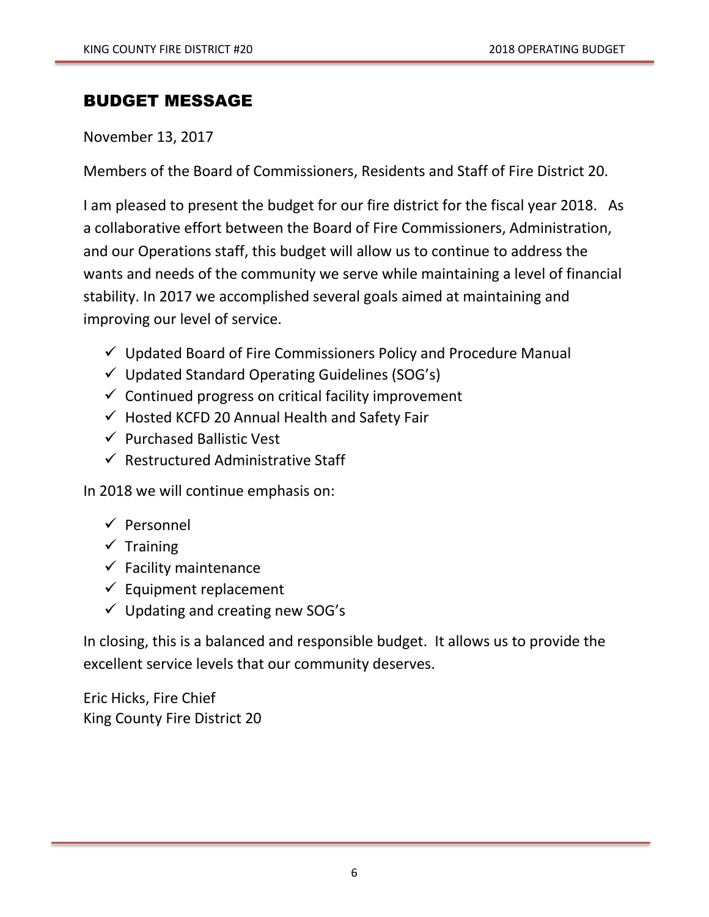# BUDGET MESSAGE

November 13, 2017

Members of the Board of Commissioners, Residents and Staff of Fire District 20.

I am pleased to present the budget for our fire district for the fiscal year 2018. As a collaborative effort between the Board of Fire Commissioners, Administration, and our Operations staff, this budget will allow us to continue to address the wants and needs of the community we serve while maintaining a level of financial stability. In 2017 we accomplished several goals aimed at maintaining and improving our level of service.

- ✓ Updated Board of Fire Commissioners Policy and Procedure Manual
- ✓ Updated Standard Operating Guidelines (SOG's)
- ✓ Continued progress on critical facility improvement
- ✓ Hosted KCFD 20 Annual Health and Safety Fair
- ✓ Purchased Ballistic Vest
- ✓ Restructured Administrative Staff

In 2018 we will continue emphasis on:

- ✓ Personnel
- ✓ Training
- ✓ Facility maintenance
- ✓ Equipment replacement
- ✓ Updating and creating new SOG's

In closing, this is a balanced and responsible budget. It allows us to provide the excellent service levels that our community deserves.

Eric Hicks, Fire Chief
King County Fire District 20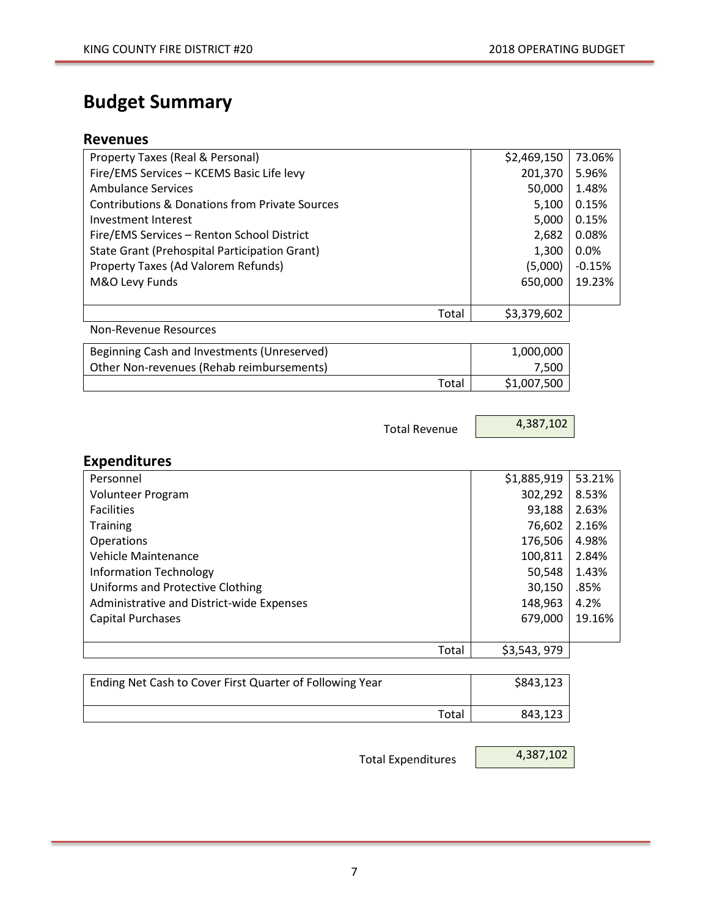# Budget Summary

## Revenues

| | | |
|---|---|---|
| Property Taxes (Real & Personal) | $2,469,150 | 73.06% |
| Fire/EMS Services – KCEMS Basic Life levy | 201,370 | 5.96% |
| Ambulance Services | 50,000 | 1.48% |
| Contributions & Donations from Private Sources | 5,100 | 0.15% |
| Investment Interest | 5,000 | 0.15% |
| Fire/EMS Services – Renton School District | 2,682 | 0.08% |
| State Grant (Prehospital Participation Grant) | 1,300 | 0.0% |
| Property Taxes (Ad Valorem Refunds) | (5,000) | -0.15% |
| M&O Levy Funds | 650,000 | 19.23% |
| Total | $3,379,602 | |

Non-Revenue Resources

| | |
|---|---|
| Beginning Cash and Investments (Unreserved) | 1,000,000 |
| Other Non-revenues (Rehab reimbursements) | 7,500 |
| Total | $1,007,500 |

Total Revenue 4,387,102

## Expenditures

| | | |
|---|---|---|
| Personnel | $1,885,919 | 53.21% |
| Volunteer Program | 302,292 | 8.53% |
| Facilities | 93,188 | 2.63% |
| Training | 76,602 | 2.16% |
| Operations | 176,506 | 4.98% |
| Vehicle Maintenance | 100,811 | 2.84% |
| Information Technology | 50,548 | 1.43% |
| Uniforms and Protective Clothing | 30,150 | .85% |
| Administrative and District-wide Expenses | 148,963 | 4.2% |
| Capital Purchases | 679,000 | 19.16% |
| Total | $3,543, 979 | |

| | |
|---|---|
| Ending Net Cash to Cover First Quarter of Following Year | $843,123 |
| Total | 843,123 |

Total Expenditures 4,387,102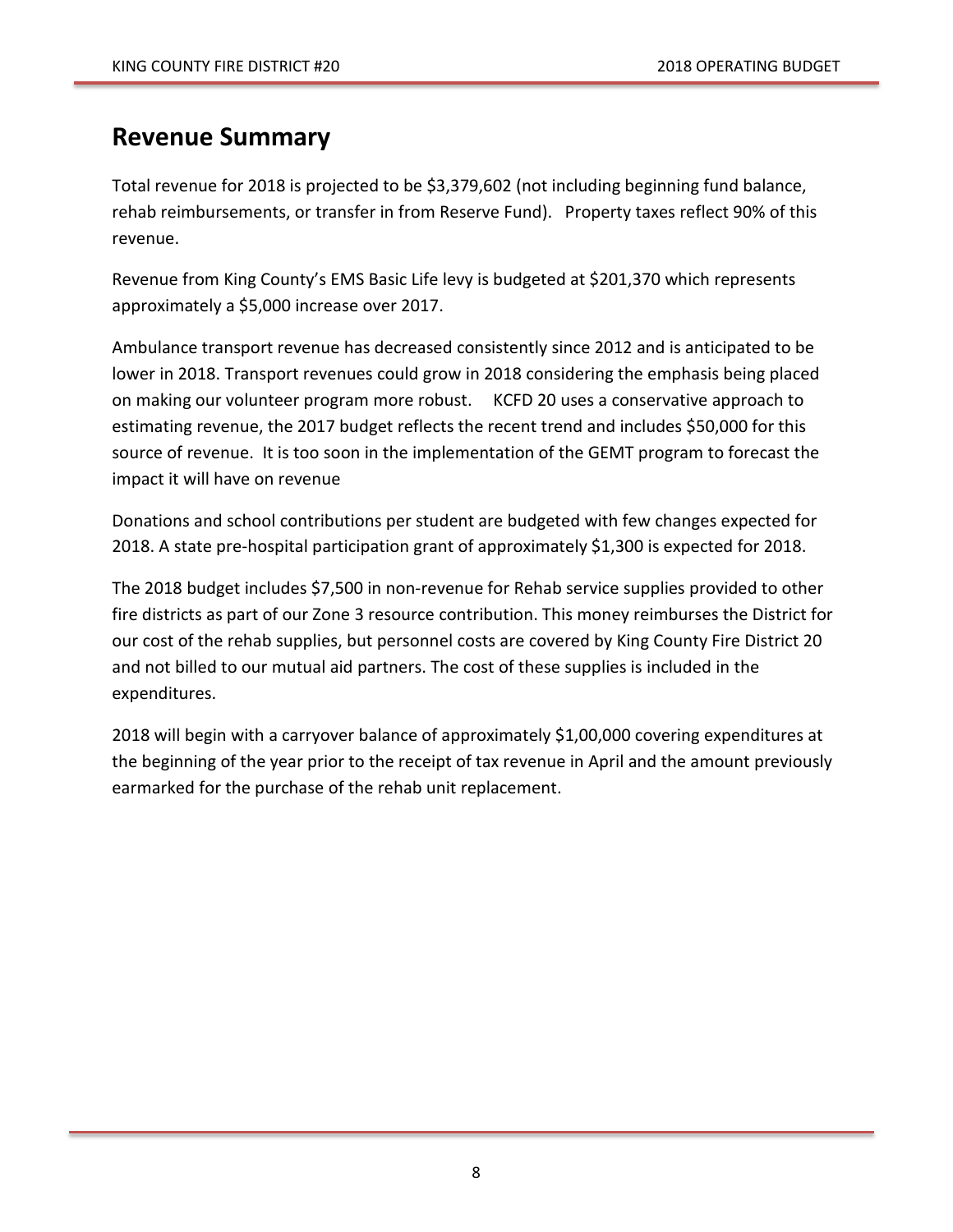## Revenue Summary

Total revenue for 2018 is projected to be $3,379,602 (not including beginning fund balance, rehab reimbursements, or transfer in from Reserve Fund). Property taxes reflect 90% of this revenue.

Revenue from King County's EMS Basic Life levy is budgeted at $201,370 which represents approximately a $5,000 increase over 2017.

Ambulance transport revenue has decreased consistently since 2012 and is anticipated to be lower in 2018. Transport revenues could grow in 2018 considering the emphasis being placed on making our volunteer program more robust. KCFD 20 uses a conservative approach to estimating revenue, the 2017 budget reflects the recent trend and includes $50,000 for this source of revenue. It is too soon in the implementation of the GEMT program to forecast the impact it will have on revenue

Donations and school contributions per student are budgeted with few changes expected for 2018. A state pre-hospital participation grant of approximately $1,300 is expected for 2018.

The 2018 budget includes $7,500 in non-revenue for Rehab service supplies provided to other fire districts as part of our Zone 3 resource contribution. This money reimburses the District for our cost of the rehab supplies, but personnel costs are covered by King County Fire District 20 and not billed to our mutual aid partners. The cost of these supplies is included in the expenditures.

2018 will begin with a carryover balance of approximately $1,00,000 covering expenditures at the beginning of the year prior to the receipt of tax revenue in April and the amount previously earmarked for the purchase of the rehab unit replacement.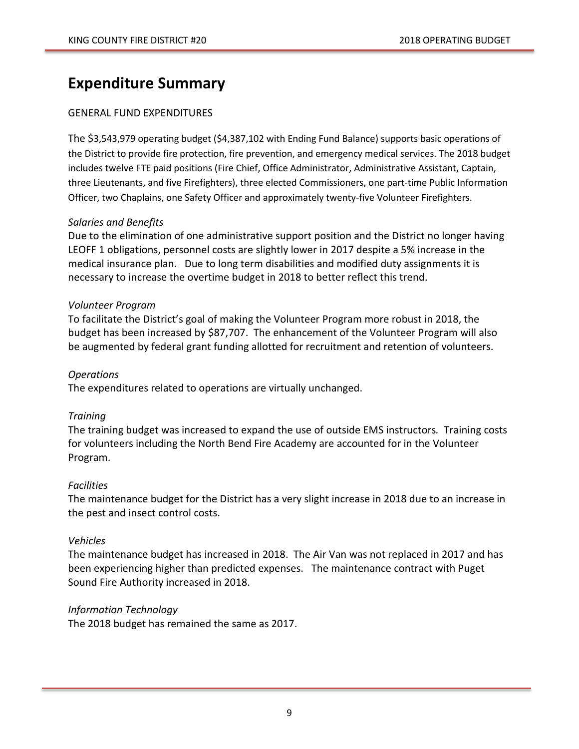# Expenditure Summary

GENERAL FUND EXPENDITURES

The $3,543,979 operating budget ($4,387,102 with Ending Fund Balance) supports basic operations of the District to provide fire protection, fire prevention, and emergency medical services. The 2018 budget includes twelve FTE paid positions (Fire Chief, Office Administrator, Administrative Assistant, Captain, three Lieutenants, and five Firefighters), three elected Commissioners, one part-time Public Information Officer, two Chaplains, one Safety Officer and approximately twenty-five Volunteer Firefighters.

*Salaries and Benefits*

Due to the elimination of one administrative support position and the District no longer having LEOFF 1 obligations, personnel costs are slightly lower in 2017 despite a 5% increase in the medical insurance plan. Due to long term disabilities and modified duty assignments it is necessary to increase the overtime budget in 2018 to better reflect this trend.

*Volunteer Program*

To facilitate the District's goal of making the Volunteer Program more robust in 2018, the budget has been increased by $87,707. The enhancement of the Volunteer Program will also be augmented by federal grant funding allotted for recruitment and retention of volunteers.

*Operations*

The expenditures related to operations are virtually unchanged.

*Training*

The training budget was increased to expand the use of outside EMS instructors. Training costs for volunteers including the North Bend Fire Academy are accounted for in the Volunteer Program.

*Facilities*

The maintenance budget for the District has a very slight increase in 2018 due to an increase in the pest and insect control costs.

*Vehicles*

The maintenance budget has increased in 2018. The Air Van was not replaced in 2017 and has been experiencing higher than predicted expenses. The maintenance contract with Puget Sound Fire Authority increased in 2018.

*Information Technology*

The 2018 budget has remained the same as 2017.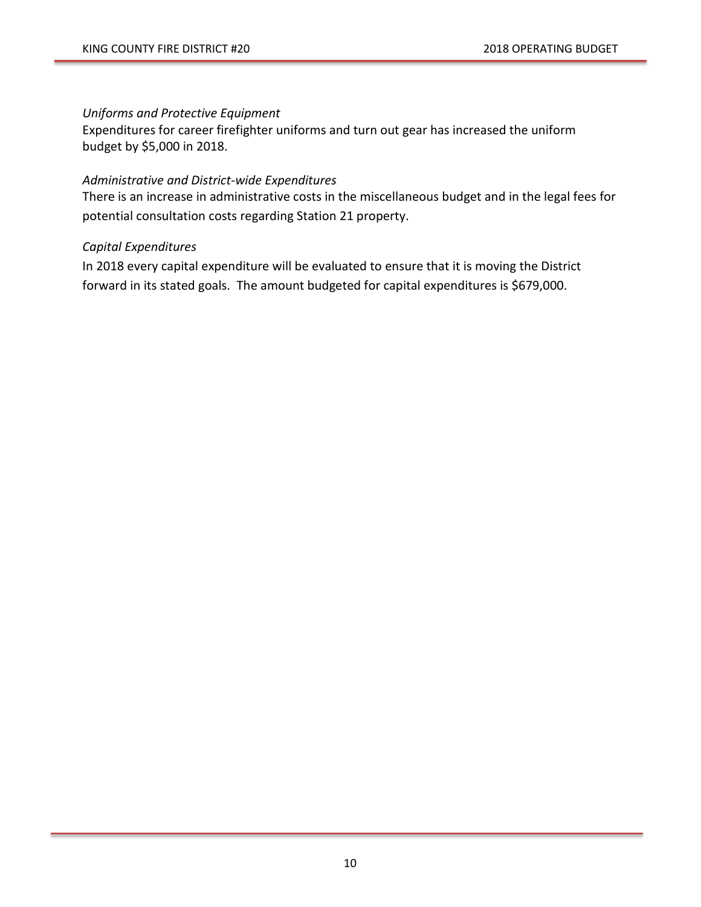*Uniforms and Protective Equipment*

Expenditures for career firefighter uniforms and turn out gear has increased the uniform budget by $5,000 in 2018.

*Administrative and District-wide Expenditures*

There is an increase in administrative costs in the miscellaneous budget and in the legal fees for potential consultation costs regarding Station 21 property.

*Capital Expenditures*

In 2018 every capital expenditure will be evaluated to ensure that it is moving the District forward in its stated goals. The amount budgeted for capital expenditures is $679,000.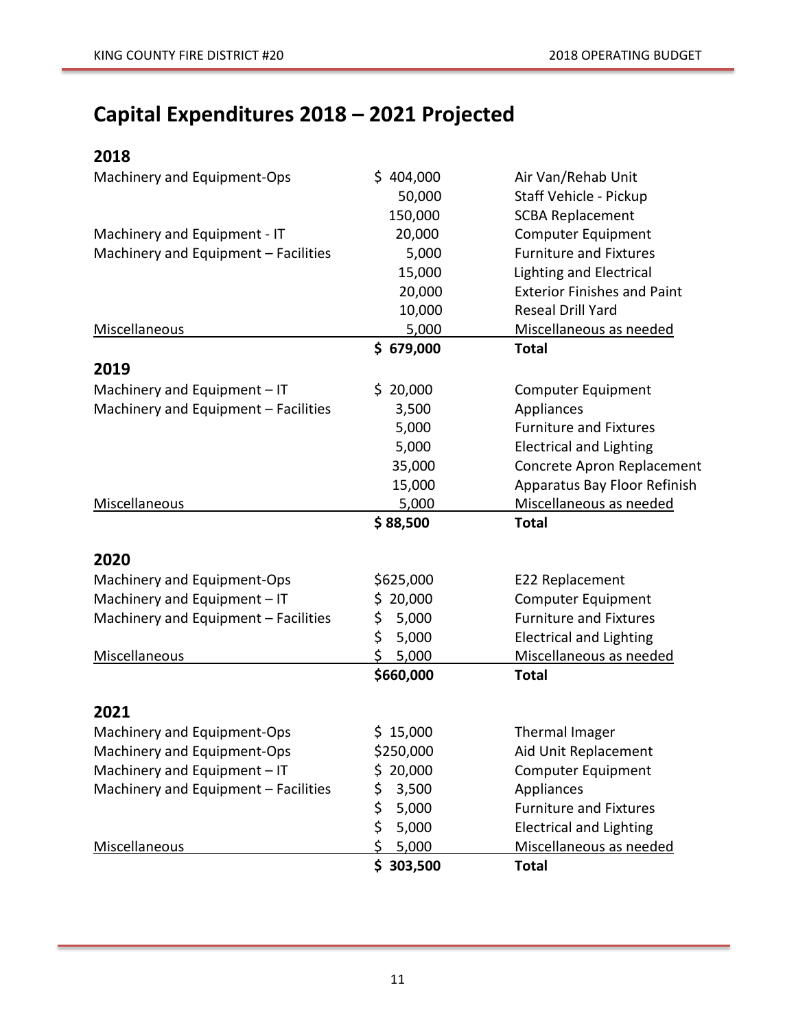# Capital Expenditures 2018 – 2021 Projected

## 2018

| Category | Amount | Description |
|---|---|---|
| Machinery and Equipment-Ops | $ 404,000 | Air Van/Rehab Unit |
| | 50,000 | Staff Vehicle - Pickup |
| | 150,000 | SCBA Replacement |
| Machinery and Equipment - IT | 20,000 | Computer Equipment |
| Machinery and Equipment – Facilities | 5,000 | Furniture and Fixtures |
| | 15,000 | Lighting and Electrical |
| | 20,000 | Exterior Finishes and Paint |
| | 10,000 | Reseal Drill Yard |
| Miscellaneous | 5,000 | Miscellaneous as needed |
| | **$ 679,000** | **Total** |

## 2019

| Category | Amount | Description |
|---|---|---|
| Machinery and Equipment – IT | $ 20,000 | Computer Equipment |
| Machinery and Equipment – Facilities | 3,500 | Appliances |
| | 5,000 | Furniture and Fixtures |
| | 5,000 | Electrical and Lighting |
| | 35,000 | Concrete Apron Replacement |
| | 15,000 | Apparatus Bay Floor Refinish |
| Miscellaneous | 5,000 | Miscellaneous as needed |
| | **$ 88,500** | **Total** |

## 2020

| Category | Amount | Description |
|---|---|---|
| Machinery and Equipment-Ops | $625,000 | E22 Replacement |
| Machinery and Equipment – IT | $ 20,000 | Computer Equipment |
| Machinery and Equipment – Facilities | $ 5,000 | Furniture and Fixtures |
| | $ 5,000 | Electrical and Lighting |
| Miscellaneous | $ 5,000 | Miscellaneous as needed |
| | **$660,000** | **Total** |

## 2021

| Category | Amount | Description |
|---|---|---|
| Machinery and Equipment-Ops | $ 15,000 | Thermal Imager |
| Machinery and Equipment-Ops | $250,000 | Aid Unit Replacement |
| Machinery and Equipment – IT | $ 20,000 | Computer Equipment |
| Machinery and Equipment – Facilities | $ 3,500 | Appliances |
| | $ 5,000 | Furniture and Fixtures |
| | $ 5,000 | Electrical and Lighting |
| Miscellaneous | $ 5,000 | Miscellaneous as needed |
| | **$ 303,500** | **Total** |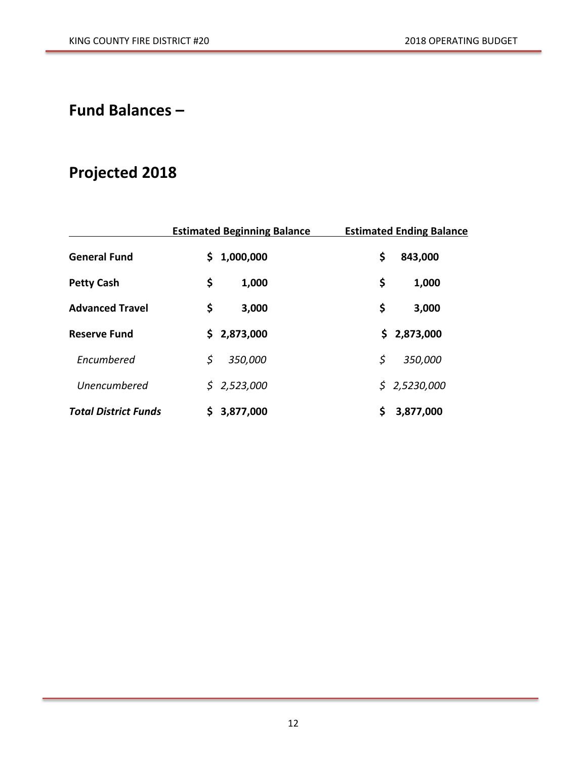# Fund Balances –

# Projected 2018

| | Estimated Beginning Balance | Estimated Ending Balance |
|---|---|---|
| **General Fund** | **$ 1,000,000** | **$ 843,000** |
| **Petty Cash** | **$ 1,000** | **$ 1,000** |
| **Advanced Travel** | **$ 3,000** | **$ 3,000** |
| **Reserve Fund** | **$ 2,873,000** | **$ 2,873,000** |
| *Encumbered* | *$ 350,000* | *$ 350,000* |
| *Unencumbered* | *$ 2,523,000* | *$ 2,5230,000* |
| ***Total District Funds*** | **$ 3,877,000** | **$ 3,877,000** |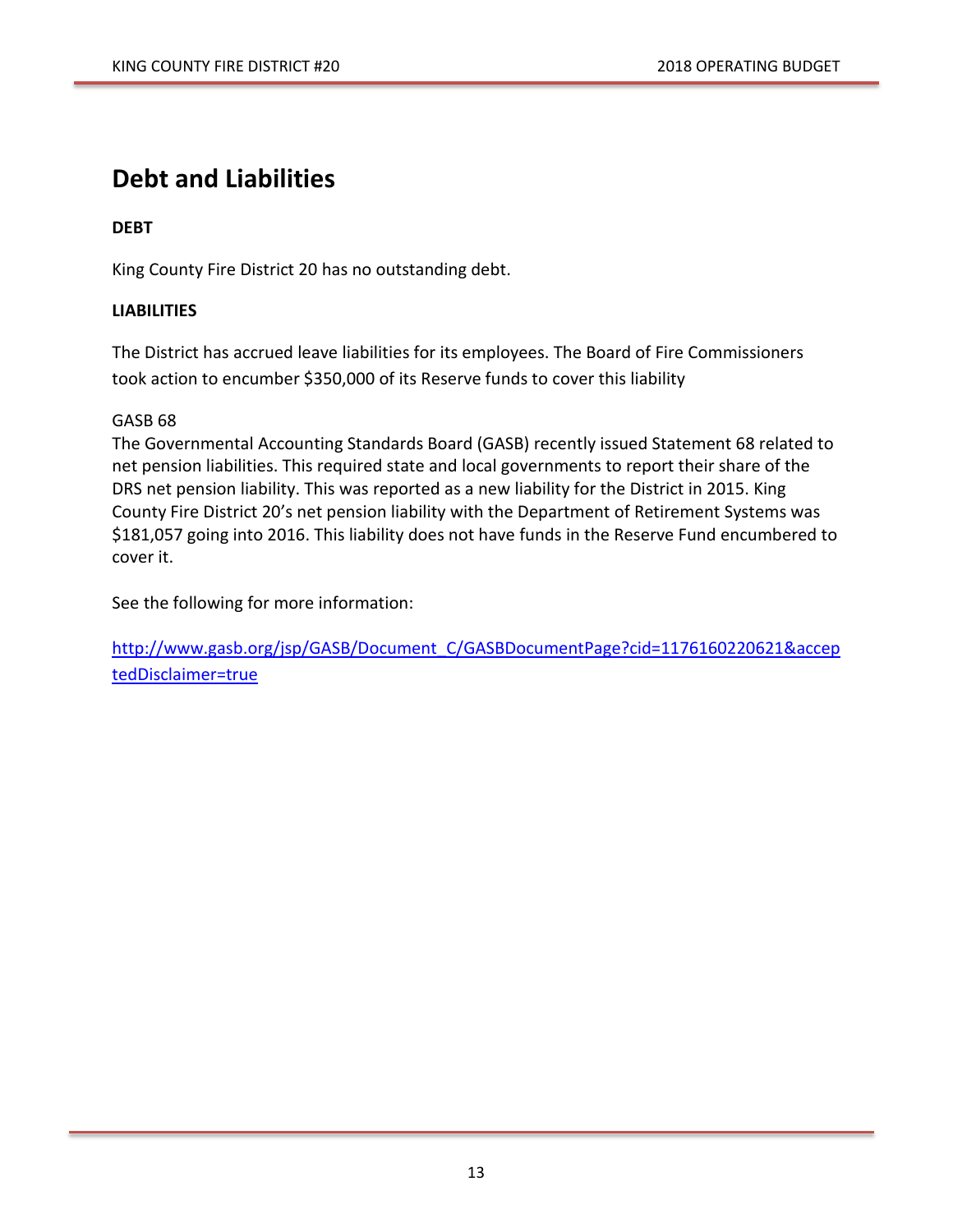# Debt and Liabilities

**DEBT**

King County Fire District 20 has no outstanding debt.

**LIABILITIES**

The District has accrued leave liabilities for its employees. The Board of Fire Commissioners took action to encumber $350,000 of its Reserve funds to cover this liability

GASB 68

The Governmental Accounting Standards Board (GASB) recently issued Statement 68 related to net pension liabilities. This required state and local governments to report their share of the DRS net pension liability. This was reported as a new liability for the District in 2015. King County Fire District 20's net pension liability with the Department of Retirement Systems was $181,057 going into 2016. This liability does not have funds in the Reserve Fund encumbered to cover it.

See the following for more information:

http://www.gasb.org/jsp/GASB/Document_C/GASBDocumentPage?cid=1176160220621&acceptedDisclaimer=true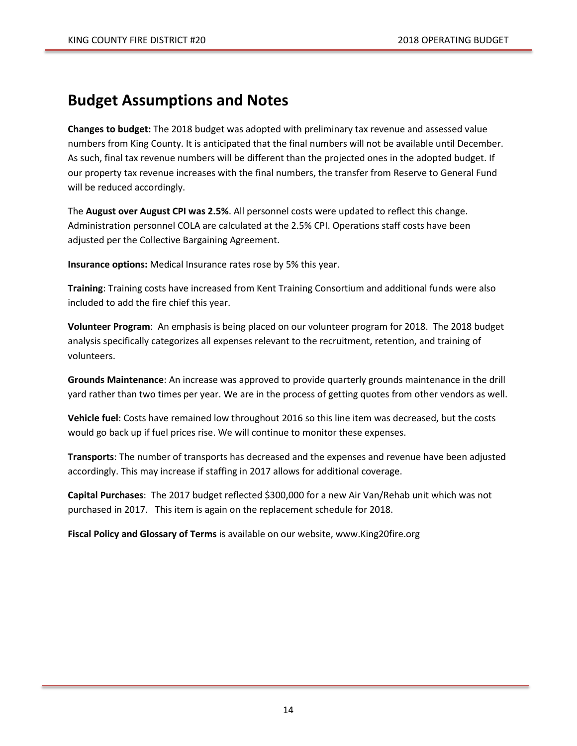# Budget Assumptions and Notes

**Changes to budget:** The 2018 budget was adopted with preliminary tax revenue and assessed value numbers from King County. It is anticipated that the final numbers will not be available until December. As such, final tax revenue numbers will be different than the projected ones in the adopted budget. If our property tax revenue increases with the final numbers, the transfer from Reserve to General Fund will be reduced accordingly.

The **August over August CPI was 2.5%**. All personnel costs were updated to reflect this change. Administration personnel COLA are calculated at the 2.5% CPI. Operations staff costs have been adjusted per the Collective Bargaining Agreement.

**Insurance options:** Medical Insurance rates rose by 5% this year.

**Training**: Training costs have increased from Kent Training Consortium and additional funds were also included to add the fire chief this year.

**Volunteer Program**: An emphasis is being placed on our volunteer program for 2018. The 2018 budget analysis specifically categorizes all expenses relevant to the recruitment, retention, and training of volunteers.

**Grounds Maintenance**: An increase was approved to provide quarterly grounds maintenance in the drill yard rather than two times per year. We are in the process of getting quotes from other vendors as well.

**Vehicle fuel**: Costs have remained low throughout 2016 so this line item was decreased, but the costs would go back up if fuel prices rise. We will continue to monitor these expenses.

**Transports**: The number of transports has decreased and the expenses and revenue have been adjusted accordingly. This may increase if staffing in 2017 allows for additional coverage.

**Capital Purchases**: The 2017 budget reflected $300,000 for a new Air Van/Rehab unit which was not purchased in 2017. This item is again on the replacement schedule for 2018.

**Fiscal Policy and Glossary of Terms** is available on our website, www.King20fire.org